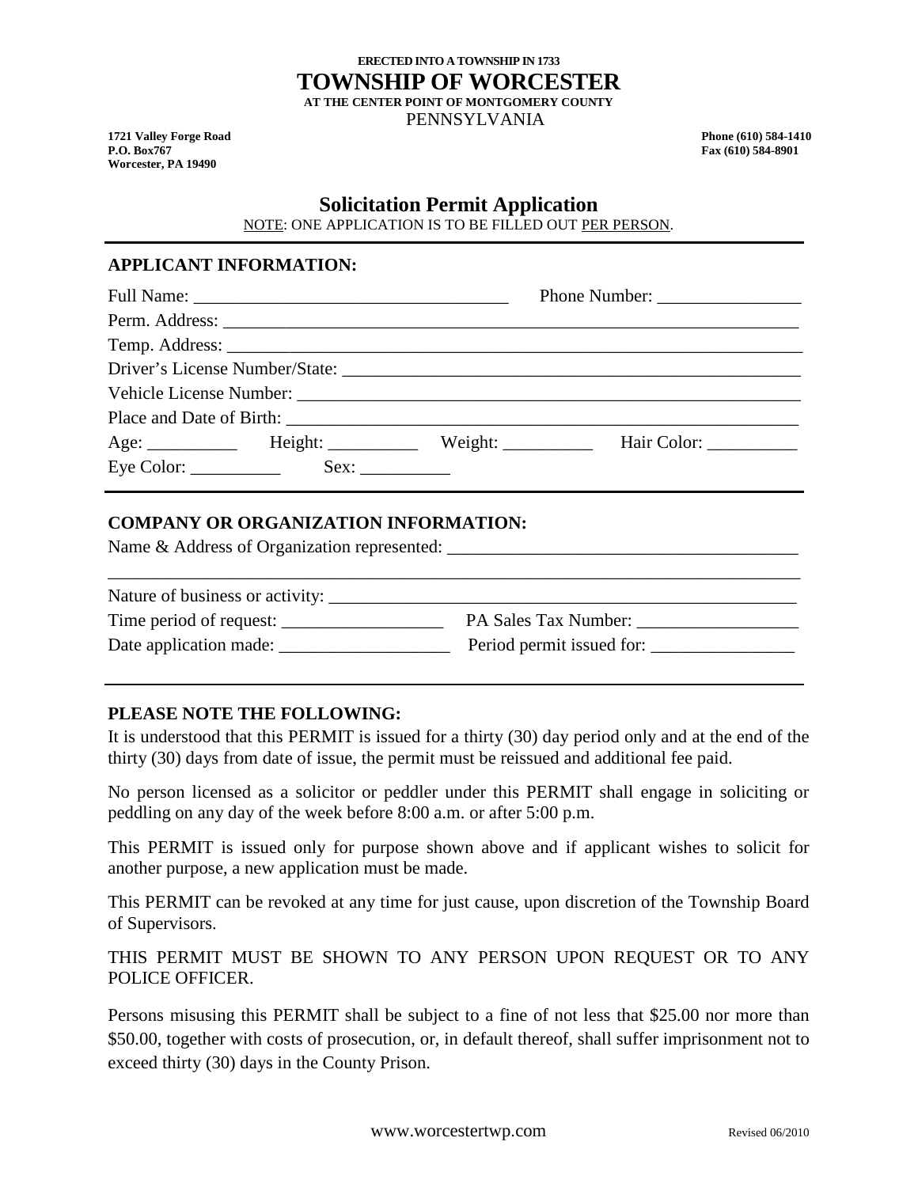ERECTED INTO A TOWNSHIP IN 1733

# TOWNSHIP OF WORCESTER

AT THE CENTER POINT OF MONTGOMERY COUNTY

PENNSYLVANIA

1721 Valley Forge Road
P.O. Box767
Worcester, PA 19490

Phone (610) 584-1410
Fax (610) 584-8901

## Solicitation Permit Application

NOTE: ONE APPLICATION IS TO BE FILLED OUT PER PERSON.

### APPLICANT INFORMATION:

Full Name: ___________________________________ Phone Number: ________________

Perm. Address: ___________________________________________________________________

Temp. Address: ___________________________________________________________________

Driver's License Number/State: ____________________________________________________

Vehicle License Number: __________________________________________________________

Place and Date of Birth: __________________________________________________________

Age: __________ Height: __________ Weight: __________ Hair Color: __________

Eye Color: __________ Sex: __________

### COMPANY OR ORGANIZATION INFORMATION:

Name & Address of Organization represented: ______________________________________

__________________________________________________________________________

Nature of business or activity: ______________________________________________________

Time period of request: __________________ PA Sales Tax Number: __________________

Date application made: ___________________ Period permit issued for: ________________

### PLEASE NOTE THE FOLLOWING:

It is understood that this PERMIT is issued for a thirty (30) day period only and at the end of the thirty (30) days from date of issue, the permit must be reissued and additional fee paid.

No person licensed as a solicitor or peddler under this PERMIT shall engage in soliciting or peddling on any day of the week before 8:00 a.m. or after 5:00 p.m.

This PERMIT is issued only for purpose shown above and if applicant wishes to solicit for another purpose, a new application must be made.

This PERMIT can be revoked at any time for just cause, upon discretion of the Township Board of Supervisors.

THIS PERMIT MUST BE SHOWN TO ANY PERSON UPON REQUEST OR TO ANY POLICE OFFICER.

Persons misusing this PERMIT shall be subject to a fine of not less that $25.00 nor more than $50.00, together with costs of prosecution, or, in default thereof, shall suffer imprisonment not to exceed thirty (30) days in the County Prison.

www.worcestertwp.com Revised 06/2010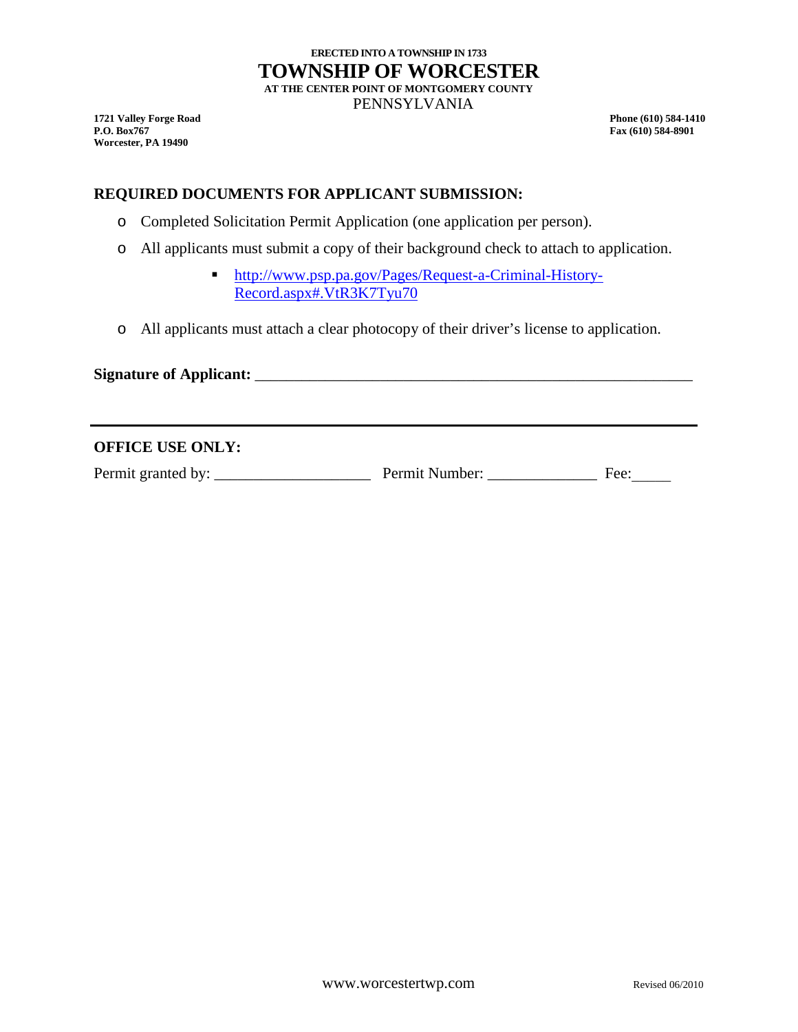ERECTED INTO A TOWNSHIP IN 1733

# TOWNSHIP OF WORCESTER

AT THE CENTER POINT OF MONTGOMERY COUNTY

PENNSYLVANIA

**1721 Valley Forge Road**
**P.O. Box767**
**Worcester, PA 19490**

**Phone (610) 584-1410**
**Fax (610) 584-8901**

## REQUIRED DOCUMENTS FOR APPLICANT SUBMISSION:

- Completed Solicitation Permit Application (one application per person).
- All applicants must submit a copy of their background check to attach to application.
  - http://www.psp.pa.gov/Pages/Request-a-Criminal-History-Record.aspx#.VtR3K7Tyu70
- All applicants must attach a clear photocopy of their driver's license to application.

**Signature of Applicant:** ___________________________________________________________

---

**OFFICE USE ONLY:**

Permit granted by: ____________________ Permit Number: ______________ Fee:_____

www.worcestertwp.com

Revised 06/2010